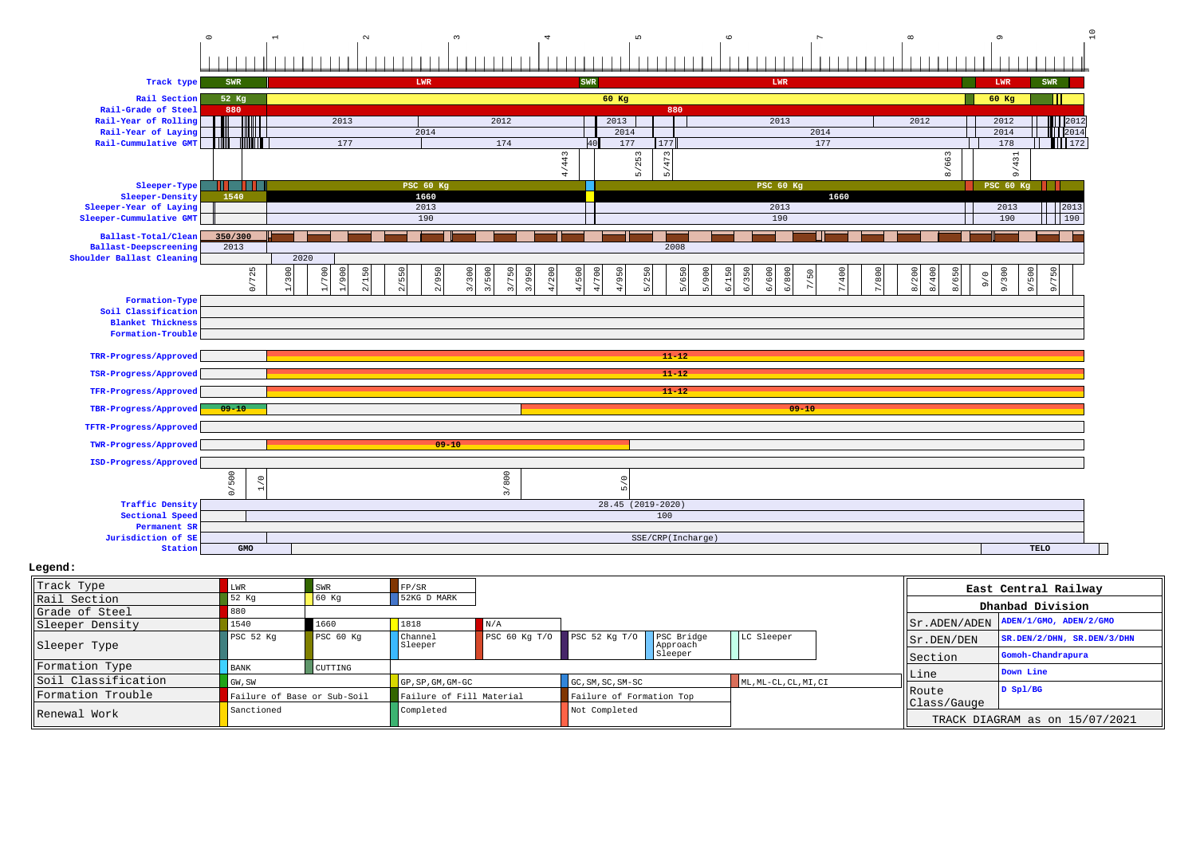| | 0 | 1 | 2 | 3 | 4 | 5 | 6 | 7 | 8 | 9 | 10 |
|---|---|---|---|---|---|---|---|---|---|---|---|
| **Track type** | SWR | LWR | | | SWR | LWR | | | | LWR | SWR |
| **Rail Section** | 52 Kg | 60 Kg | | | | | | | | 60 Kg | |
| **Rail-Grade of Steel** | 880 | 880 | | | | | | | | | |
| **Rail-Year of Rolling** | | 2013 | | 2012 | | 2013 | | 2013 | 2012 | 2012 | 2012 |
| **Rail-Year of Laying** | | 2014 | | | | 2014 | | 2014 | | 2014 | 2014 |
| **Rail-Cummulative GMT** | | 177 | | 174 | 40 | 177 | 177 | 177 | | 178 | 172 |
| | | | | | 4/443 | 5/253 | 5/473 | | 8/663 | 9/431 | |
| **Sleeper-Type** | | PSC 60 Kg | | | | PSC 60 Kg | | | | PSC 60 Kg | |
| **Sleeper-Density** | 1540 | 1660 | | | | 1660 | | | | | |
| **Sleeper-Year of Laying** | | 2013 | | | | 2013 | | | | 2013 | 2013 |
| **Sleeper-Cummulative GMT** | | 190 | | | | 190 | | | | 190 | 190 |
| **Ballast-Total/Clean** | 350/300 | | | | | | | | | | |
| **Ballast-Deepscreening** | 2013 | 2008 | | | | | | | | | |
| **Shoulder Ballast Cleaning** | | 2020 | | | | | | | | | |
| | 0/725 | 1/300, 1/700, 1/900 | 2/150, 2/550, 2/950 | 3/300, 3/500, 3/750, 3/950 | 4/200, 4/500, 4/700, 4/950 | 5/250, 5/650, 5/900 | 6/150, 6/350, 6/600, 6/800 | 7/50, 7/400, 7/800 | 8/200, 8/400, 8/650 | 9/0, 9/300, 9/500, 9/750 | |
| **Formation-Type** | | | | | | | | | | | |
| **Soil Classification** | | | | | | | | | | | |
| **Blanket Thickness** | | | | | | | | | | | |
| **Formation-Trouble** | | | | | | | | | | | |
| **TRR-Progress/Approved** | | 11-12 | | | | | | | | | |
| **TSR-Progress/Approved** | | 11-12 | | | | | | | | | |
| **TFR-Progress/Approved** | | 11-12 | | | | | | | | | |
| **TBR-Progress/Approved** | 09-10 | | | 09-10 | | | | | | | |
| **TFTR-Progress/Approved** | | | | | | | | | | | |
| **TWR-Progress/Approved** | | 09-10 | | | | | | | | | |
| **ISD-Progress/Approved** | | | | | | | | | | | |
| | 0/500 | 1/0 | | 3/800 | | 5/0 | | | | | |
| **Traffic Density** | 28.45 (2019-2020) | | | | | | | | | | |
| **Sectional Speed** | | 100 | | | | | | | | | |
| **Permanent SR** | | | | | | | | | | | |
| **Jurisdiction of SE** | | SSE/CRP(Incharge) | | | | | | | | | |
| **Station** | GMO | | | | | | | | | TELO | |

**Legend:**

| | | | | | | | |
|---|---|---|---|---|---|---|---|
| Track Type | LWR | SWR | FP/SR | | | | |
| Rail Section | 52 Kg | 60 Kg | 52KG D MARK | | | | |
| Grade of Steel | 880 | | | | | | |
| Sleeper Density | 1540 | 1660 | 1818 | N/A | | | |
| Sleeper Type | PSC 52 Kg | PSC 60 Kg | Channel Sleeper | PSC 60 Kg T/O | PSC 52 Kg T/O | PSC Bridge Approach Sleeper | LC Sleeper |
| Formation Type | BANK | CUTTING | | | | | |
| Soil Classification | GW, SW | | GP, SP, GM, GM-GC | | GC, SM, SC, SM-SC | | ML, ML-CL, CL, MI, CI |
| Formation Trouble | Failure of Base or Sub-Soil | | Failure of Fill Material | | Failure of Formation Top | | |
| Renewal Work | Sanctioned | | Completed | | Not Completed | | |

| East Central Railway | |
|---|---|
| Dhanbad Division | |
| Sr.ADEN/ADEN | ADEN/1/GMO, ADEN/2/GMO |
| Sr.DEN/DEN | SR.DEN/2/DHN, SR.DEN/3/DHN |
| Section | Gomoh-Chandrapura |
| Line | Down Line |
| Route Class/Gauge | D Spl/BG |
| TRACK DIAGRAM as on 15/07/2021 | |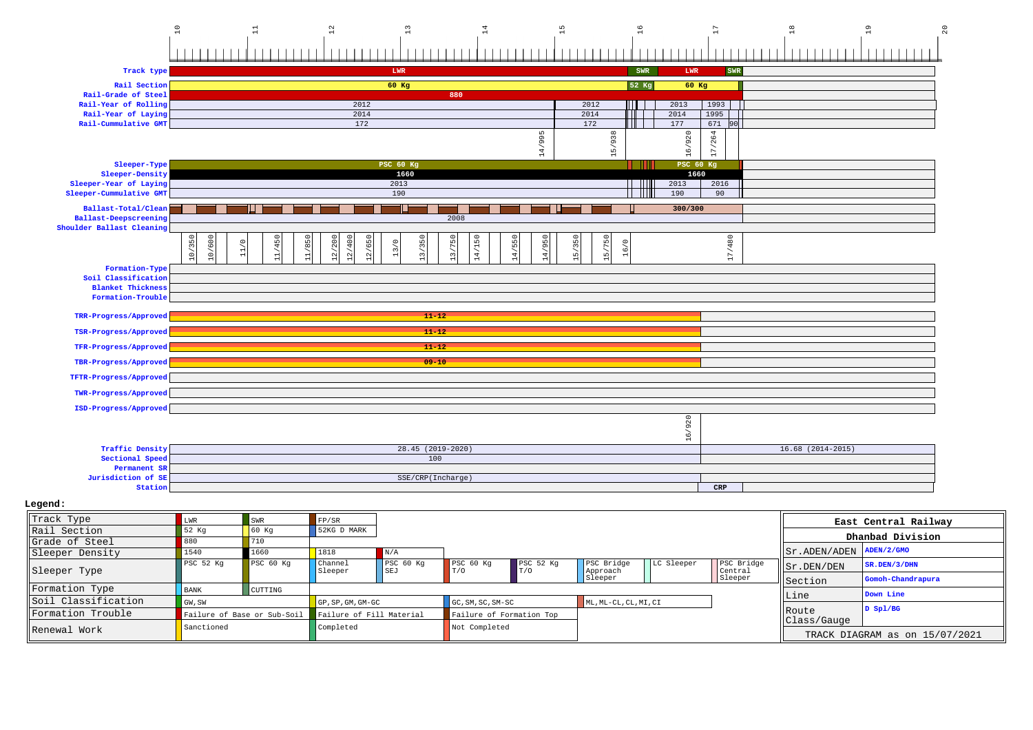10 11 12 13 14 15 16 17 18 19 20

Track type: LWR | SWR | LWR | SWR

Rail Section: 60 Kg | 52 Kg | 60 Kg

Rail-Grade of Steel: 880

Rail-Year of Rolling: 2012 | 2012 | 2013 | 1993

Rail-Year of Laying: 2014 | 2014 | 2014 | 1995

Rail-Cummulative GMT: 172 | 172 | 177 | 671 | 90

14/995 15/938 16/920 17/264

Sleeper-Type: PSC 60 Kg | PSC 60 Kg

Sleeper-Density: 1660 | 1660

Sleeper-Year of Laying: 2013 | 2013 | 2016

Sleeper-Cummulative GMT: 190 | 190 | 90

Ballast-Total/Clean: 300/300

Ballast-Deepscreening: 2008

Shoulder Ballast Cleaning

10/350 10/600 11/0 11/450 11/850 12/200 12/400 12/650 13/0 13/350 13/750 14/150 14/550 14/950 15/350 15/750 16/0 17/480

Formation-Type

Soil Classification

Blanket Thickness

Formation-Trouble

TRR-Progress/Approved: 11-12

TSR-Progress/Approved: 11-12

TFR-Progress/Approved: 11-12

TBR-Progress/Approved: 09-10

TFTR-Progress/Approved

TWR-Progress/Approved

ISD-Progress/Approved

16/920

Traffic Density: 28.45 (2019-2020) | 16.68 (2014-2015)

Sectional Speed: 100

Permanent SR

Jurisdiction of SE: SSE/CRP(Incharge)

Station: CRP

## Legend:

| | | | | | | | | |
|---|---|---|---|---|---|---|---|---|
| Track Type | LWR | SWR | FP/SR | | | | | |
| Rail Section | 52 Kg | 60 Kg | 52KG D MARK | | | | | |
| Grade of Steel | 880 | 710 | | | | | | |
| Sleeper Density | 1540 | 1660 | 1818 | N/A | | | | |
| Sleeper Type | PSC 52 Kg | PSC 60 Kg | Channel Sleeper | PSC 60 Kg SEJ | PSC 60 Kg T/O | PSC 52 Kg T/O | PSC Bridge Approach Sleeper | LC Sleeper | PSC Bridge Central Sleeper |
| Formation Type | BANK | CUTTING | | | | | | |
| Soil Classification | GW, SW | | GP, SP, GM, GM-GC | GC, SM, SC, SM-SC | ML, ML-CL, CL, MI, CI | | | |
| Formation Trouble | Failure of Base or Sub-Soil | | Failure of Fill Material | Failure of Formation Top | | | | |
| Renewal Work | Sanctioned | | Completed | Not Completed | | | | |

**East Central Railway**

**Dhanbad Division**

| | |
|---|---|
| Sr.ADEN/ADEN | ADEN/2/GMO |
| Sr.DEN/DEN | SR.DEN/3/DHN |
| Section | Gomoh-Chandrapura |
| Line | Down Line |
| Route Class/Gauge | D Spl/BG |

TRACK DIAGRAM as on 15/07/2021